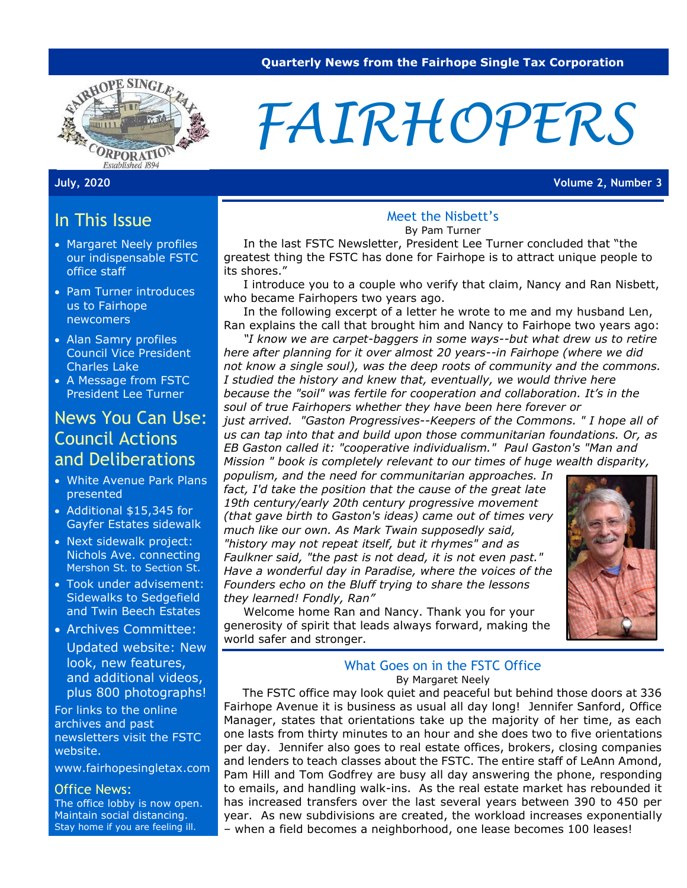Quarterly News from the Fairhope Single Tax Corporation

# FAIRHOPERS

July, 2020 — Volume 2, Number 3

## In This Issue

- Margaret Neely profiles our indispensable FSTC office staff
- Pam Turner introduces us to Fairhope newcomers
- Alan Samry profiles Council Vice President Charles Lake
- A Message from FSTC President Lee Turner

## News You Can Use: Council Actions and Deliberations

- White Avenue Park Plans presented
- Additional $15,345 for Gayfer Estates sidewalk
- Next sidewalk project: Nichols Ave. connecting Mershon St. to Section St.
- Took under advisement: Sidewalks to Sedgefield and Twin Beech Estates
- Archives Committee: Updated website: New look, new features, and additional videos, plus 800 photographs!

For links to the online archives and past newsletters visit the FSTC website.

www.fairhopesingletax.com

### Office News:

The office lobby is now open. Maintain social distancing. Stay home if you are feeling ill.

## Meet the Nisbett's

By Pam Turner

In the last FSTC Newsletter, President Lee Turner concluded that "the greatest thing the FSTC has done for Fairhope is to attract unique people to its shores."

I introduce you to a couple who verify that claim, Nancy and Ran Nisbett, who became Fairhopers two years ago.

In the following excerpt of a letter he wrote to me and my husband Len, Ran explains the call that brought him and Nancy to Fairhope two years ago:

*"I know we are carpet-baggers in some ways--but what drew us to retire here after planning for it over almost 20 years--in Fairhope (where we did not know a single soul), was the deep roots of community and the commons. I studied the history and knew that, eventually, we would thrive here because the "soil" was fertile for cooperation and collaboration. It's in the soul of true Fairhopers whether they have been here forever or just arrived. "Gaston Progressives--Keepers of the Commons. " I hope all of us can tap into that and build upon those communitarian foundations. Or, as EB Gaston called it: "cooperative individualism." Paul Gaston's "Man and Mission " book is completely relevant to our times of huge wealth disparity, populism, and the need for communitarian approaches. In fact, I'd take the position that the cause of the great late 19th century/early 20th century progressive movement (that gave birth to Gaston's ideas) came out of times very much like our own. As Mark Twain supposedly said, "history may not repeat itself, but it rhymes" and as Faulkner said, "the past is not dead, it is not even past." Have a wonderful day in Paradise, where the voices of the Founders echo on the Bluff trying to share the lessons they learned! Fondly, Ran"*

Welcome home Ran and Nancy. Thank you for your generosity of spirit that leads always forward, making the world safer and stronger.

## What Goes on in the FSTC Office

By Margaret Neely

The FSTC office may look quiet and peaceful but behind those doors at 336 Fairhope Avenue it is business as usual all day long! Jennifer Sanford, Office Manager, states that orientations take up the majority of her time, as each one lasts from thirty minutes to an hour and she does two to five orientations per day. Jennifer also goes to real estate offices, brokers, closing companies and lenders to teach classes about the FSTC. The entire staff of LeAnn Amond, Pam Hill and Tom Godfrey are busy all day answering the phone, responding to emails, and handling walk-ins. As the real estate market has rebounded it has increased transfers over the last several years between 390 to 450 per year. As new subdivisions are created, the workload increases exponentially – when a field becomes a neighborhood, one lease becomes 100 leases!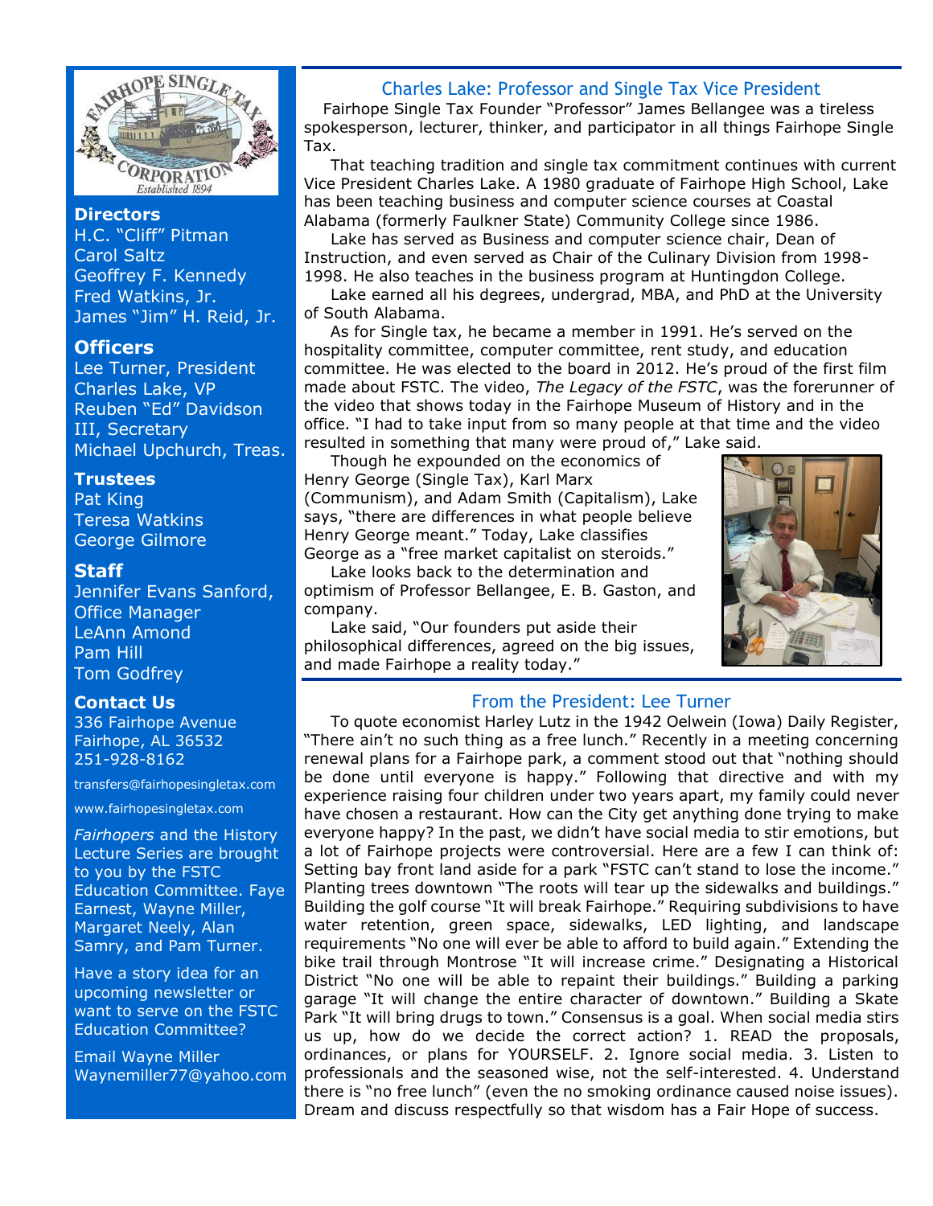**Directors**

H.C. "Cliff" Pitman
Carol Saltz
Geoffrey F. Kennedy
Fred Watkins, Jr.
James "Jim" H. Reid, Jr.

**Officers**

Lee Turner, President
Charles Lake, VP
Reuben "Ed" Davidson III, Secretary
Michael Upchurch, Treas.

**Trustees**

Pat King
Teresa Watkins
George Gilmore

**Staff**

Jennifer Evans Sanford, Office Manager
LeAnn Amond
Pam Hill
Tom Godfrey

**Contact Us**

336 Fairhope Avenue
Fairhope, AL 36532
251-928-8162

transfers@fairhopesingletax.com

www.fairhopesingletax.com

*Fairhopers* and the History Lecture Series are brought to you by the FSTC Education Committee. Faye Earnest, Wayne Miller, Margaret Neely, Alan Samry, and Pam Turner.

Have a story idea for an upcoming newsletter or want to serve on the FSTC Education Committee?

Email Wayne Miller
Waynemiller77@yahoo.com

## Charles Lake: Professor and Single Tax Vice President

Fairhope Single Tax Founder "Professor" James Bellangee was a tireless spokesperson, lecturer, thinker, and participator in all things Fairhope Single Tax.

That teaching tradition and single tax commitment continues with current Vice President Charles Lake. A 1980 graduate of Fairhope High School, Lake has been teaching business and computer science courses at Coastal Alabama (formerly Faulkner State) Community College since 1986.

Lake has served as Business and computer science chair, Dean of Instruction, and even served as Chair of the Culinary Division from 1998-1998. He also teaches in the business program at Huntingdon College.

Lake earned all his degrees, undergrad, MBA, and PhD at the University of South Alabama.

As for Single tax, he became a member in 1991. He's served on the hospitality committee, computer committee, rent study, and education committee. He was elected to the board in 2012. He's proud of the first film made about FSTC. The video, *The Legacy of the FSTC*, was the forerunner of the video that shows today in the Fairhope Museum of History and in the office. "I had to take input from so many people at that time and the video resulted in something that many were proud of," Lake said.

Though he expounded on the economics of Henry George (Single Tax), Karl Marx (Communism), and Adam Smith (Capitalism), Lake says, "there are differences in what people believe Henry George meant." Today, Lake classifies George as a "free market capitalist on steroids."

Lake looks back to the determination and optimism of Professor Bellangee, E. B. Gaston, and company.

Lake said, "Our founders put aside their philosophical differences, agreed on the big issues, and made Fairhope a reality today."

## From the President: Lee Turner

To quote economist Harley Lutz in the 1942 Oelwein (Iowa) Daily Register, "There ain't no such thing as a free lunch." Recently in a meeting concerning renewal plans for a Fairhope park, a comment stood out that "nothing should be done until everyone is happy." Following that directive and with my experience raising four children under two years apart, my family could never have chosen a restaurant. How can the City get anything done trying to make everyone happy? In the past, we didn't have social media to stir emotions, but a lot of Fairhope projects were controversial. Here are a few I can think of: Setting bay front land aside for a park "FSTC can't stand to lose the income." Planting trees downtown "The roots will tear up the sidewalks and buildings." Building the golf course "It will break Fairhope." Requiring subdivisions to have water retention, green space, sidewalks, LED lighting, and landscape requirements "No one will ever be able to afford to build again." Extending the bike trail through Montrose "It will increase crime." Designating a Historical District "No one will be able to repaint their buildings." Building a parking garage "It will change the entire character of downtown." Building a Skate Park "It will bring drugs to town." Consensus is a goal. When social media stirs us up, how do we decide the correct action? 1. READ the proposals, ordinances, or plans for YOURSELF. 2. Ignore social media. 3. Listen to professionals and the seasoned wise, not the self-interested. 4. Understand there is "no free lunch" (even the no smoking ordinance caused noise issues). Dream and discuss respectfully so that wisdom has a Fair Hope of success.